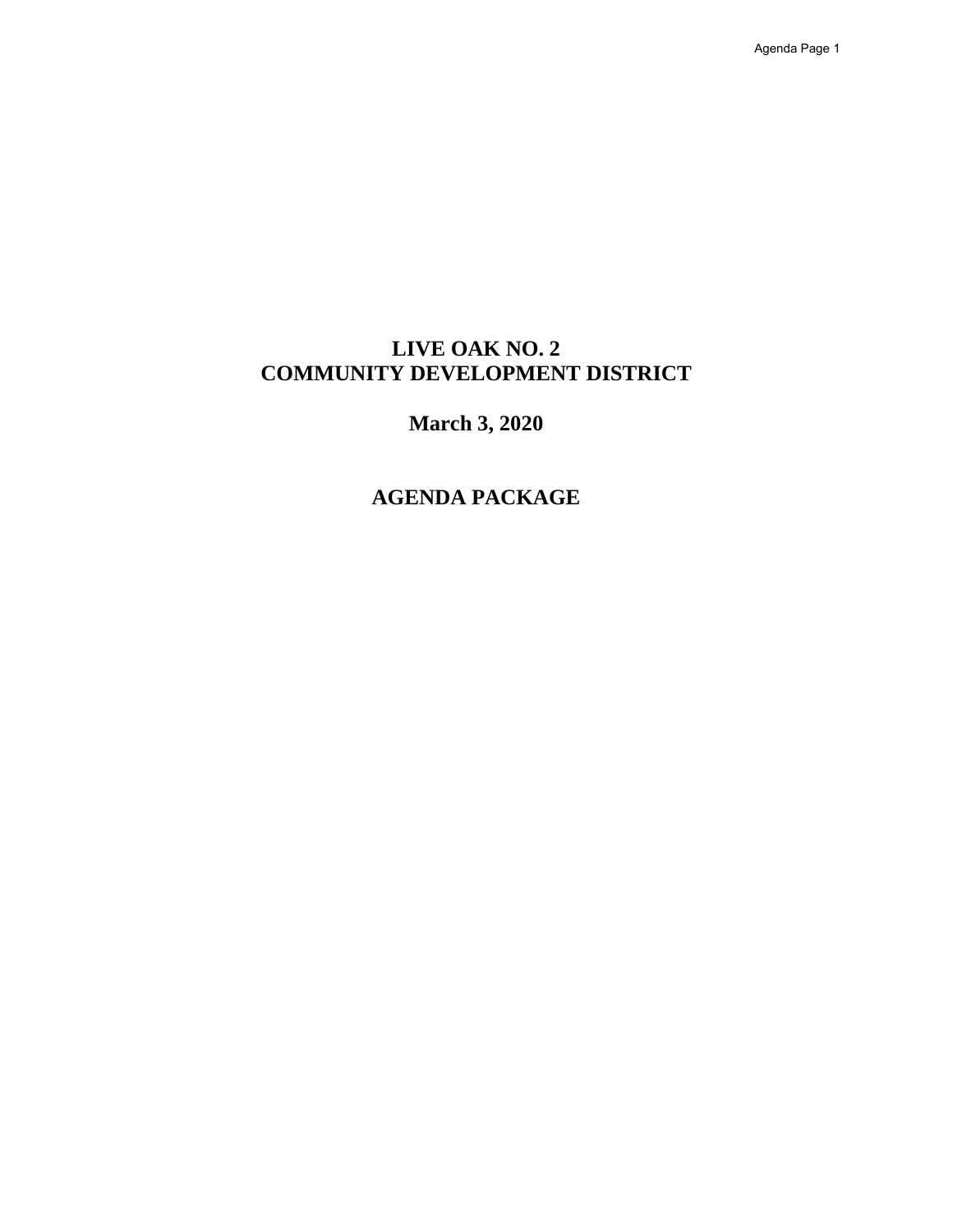# LIVE OAK NO. 2
# COMMUNITY DEVELOPMENT DISTRICT

## March 3, 2020

## AGENDA PACKAGE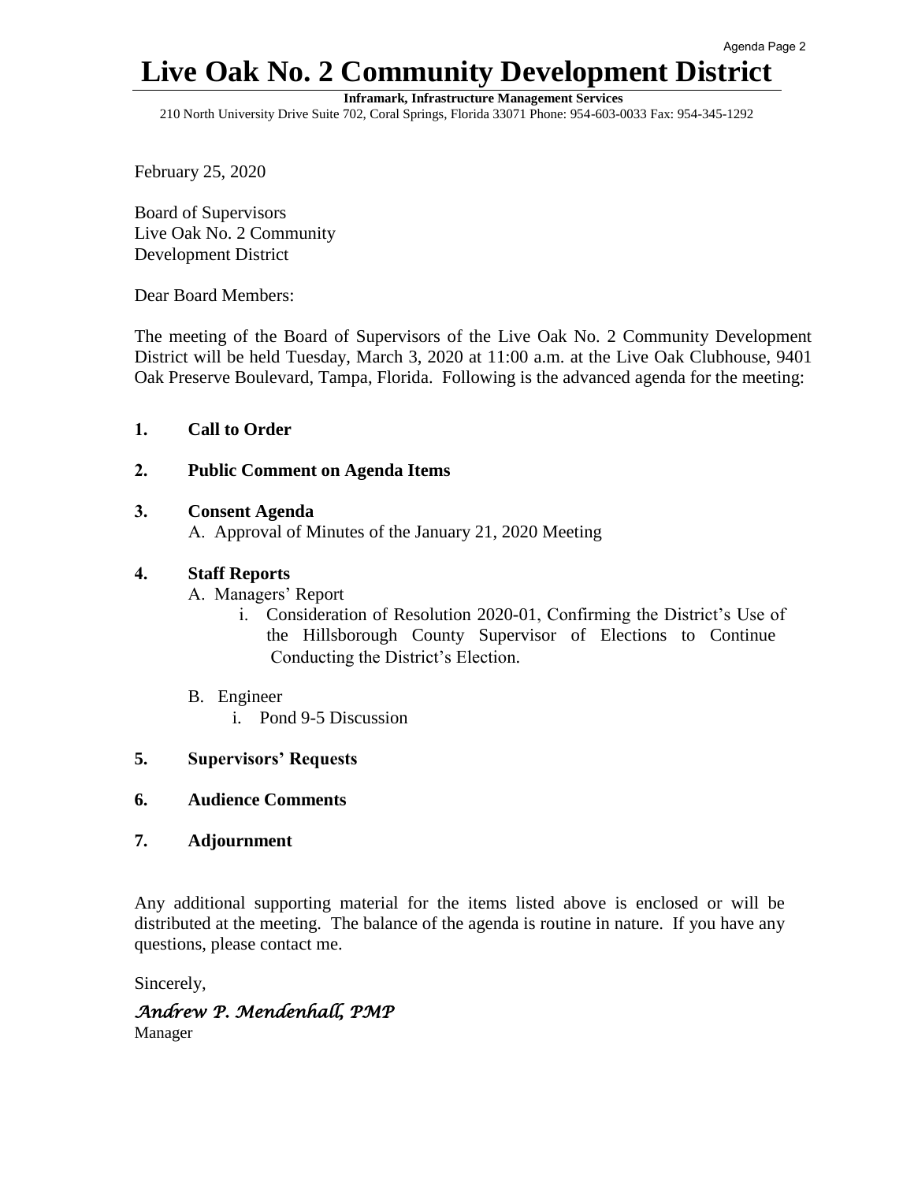# Live Oak No. 2 Community Development District

**Inframark, Infrastructure Management Services**

210 North University Drive Suite 702, Coral Springs, Florida 33071 Phone: 954-603-0033 Fax: 954-345-1292

February 25, 2020

Board of Supervisors
Live Oak No. 2 Community
Development District

Dear Board Members:

The meeting of the Board of Supervisors of the Live Oak No. 2 Community Development District will be held Tuesday, March 3, 2020 at 11:00 a.m. at the Live Oak Clubhouse, 9401 Oak Preserve Boulevard, Tampa, Florida. Following is the advanced agenda for the meeting:

**1. Call to Order**

**2. Public Comment on Agenda Items**

**3. Consent Agenda**

A. Approval of Minutes of the January 21, 2020 Meeting

**4. Staff Reports**

A. Managers' Report

i. Consideration of Resolution 2020-01, Confirming the District's Use of the Hillsborough County Supervisor of Elections to Continue Conducting the District's Election.

B. Engineer

i. Pond 9-5 Discussion

**5. Supervisors' Requests**

**6. Audience Comments**

**7. Adjournment**

Any additional supporting material for the items listed above is enclosed or will be distributed at the meeting. The balance of the agenda is routine in nature. If you have any questions, please contact me.

Sincerely,

*Andrew P. Mendenhall, PMP*
Manager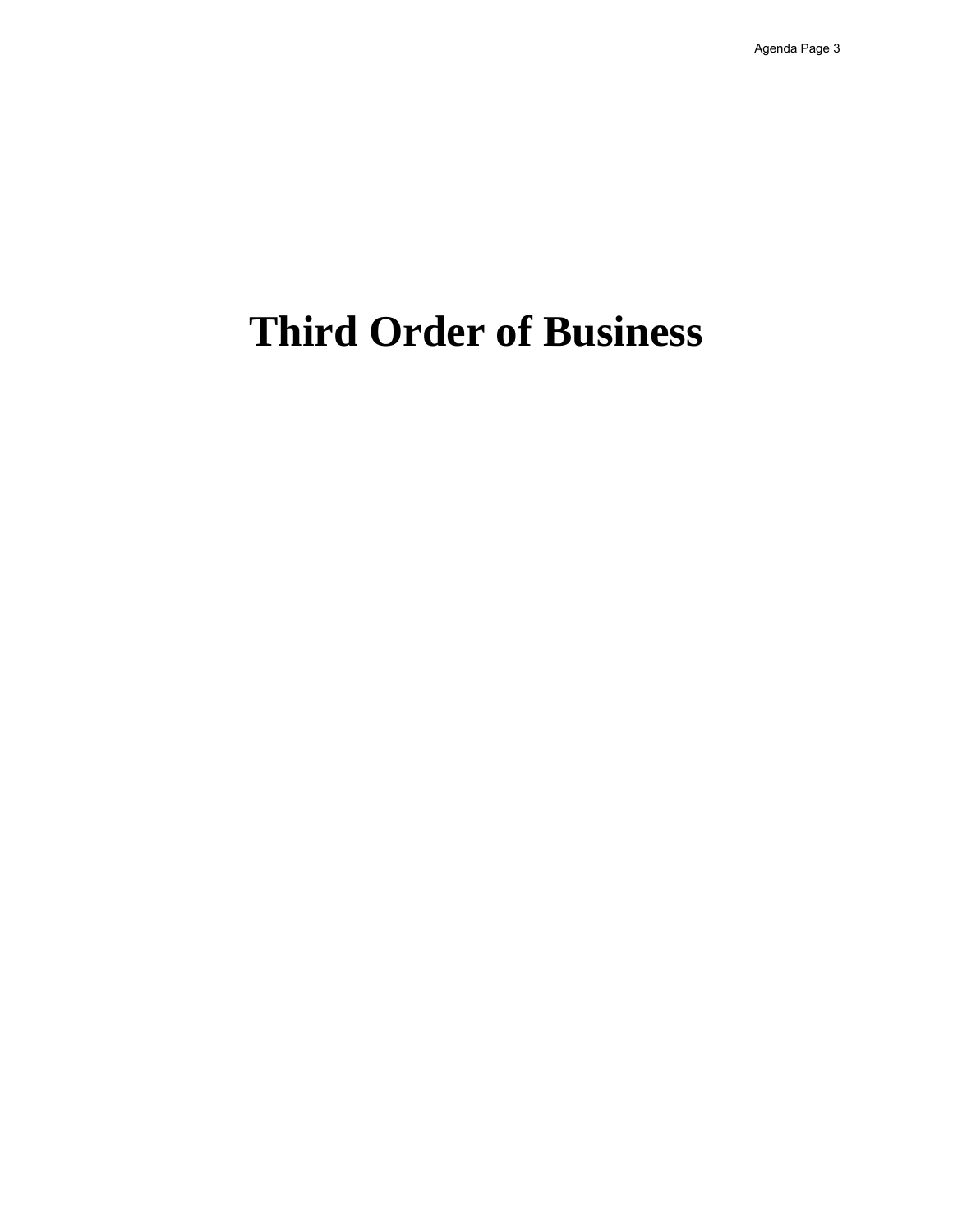# Third Order of Business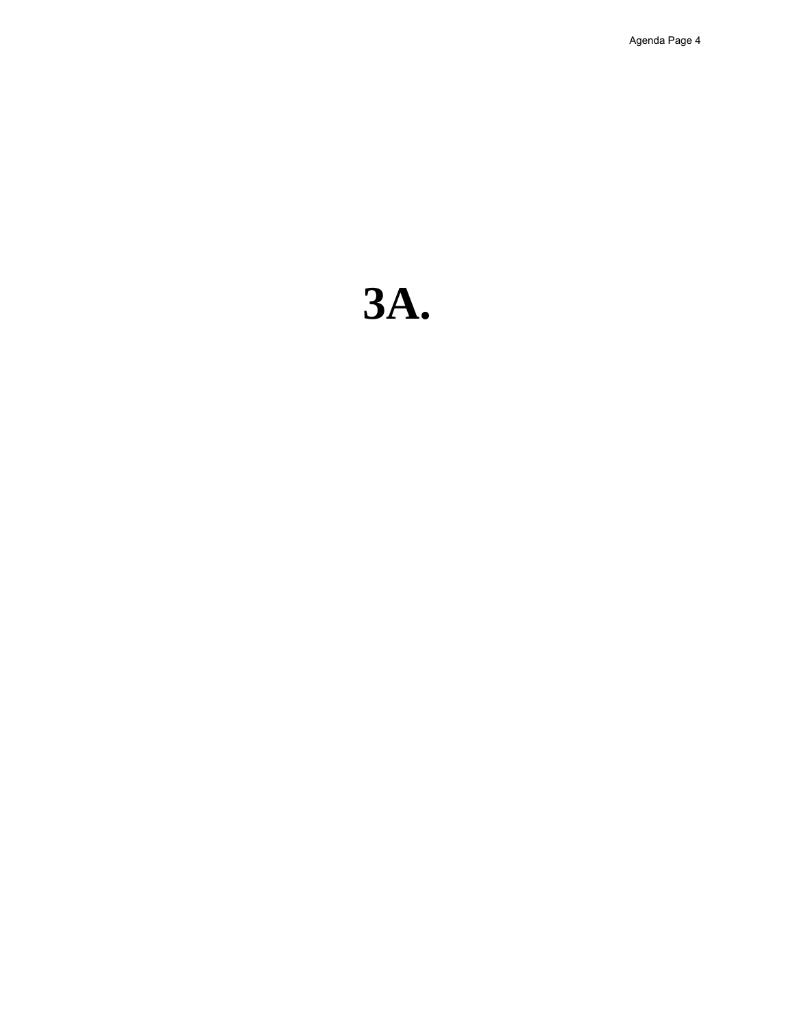# 3A.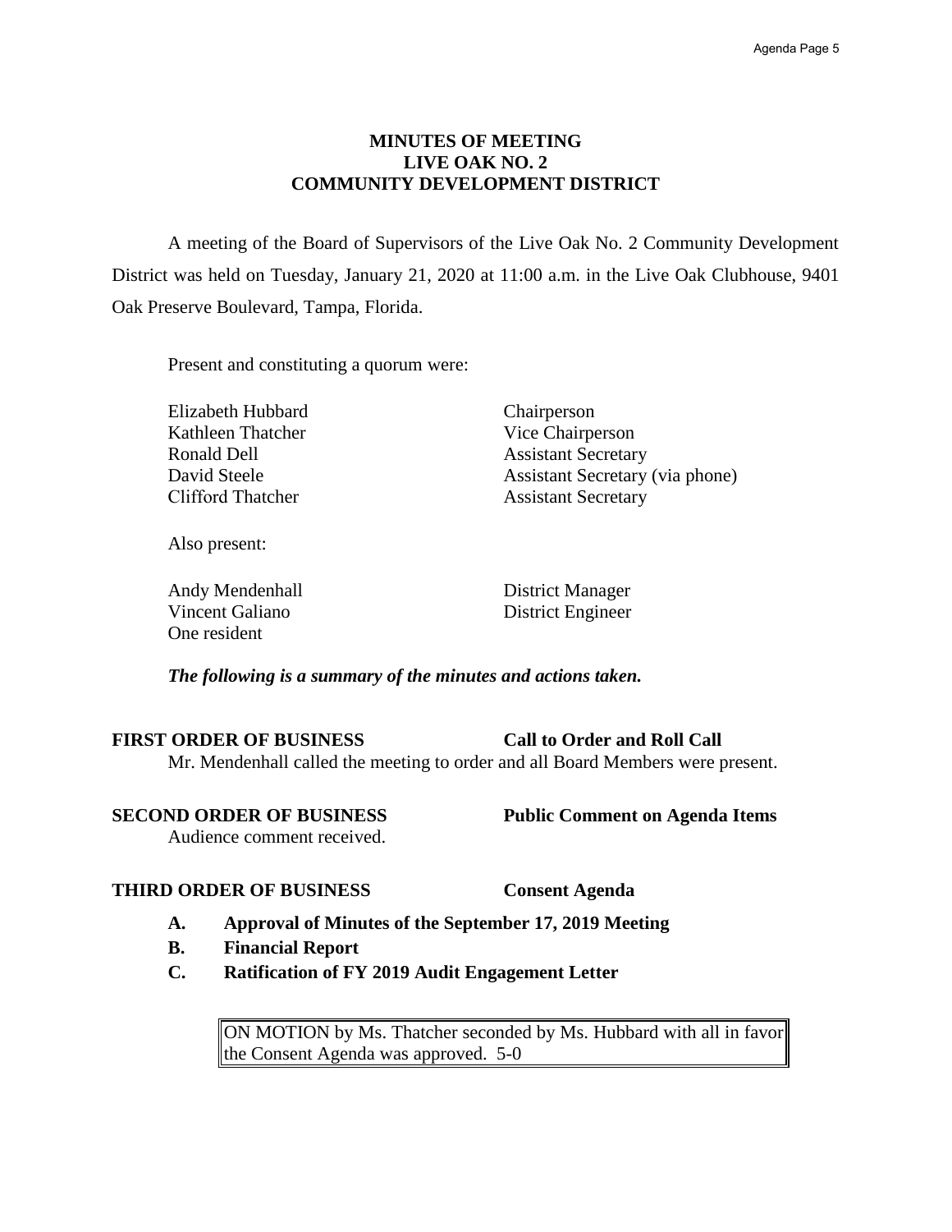# MINUTES OF MEETING
# LIVE OAK NO. 2
# COMMUNITY DEVELOPMENT DISTRICT

A meeting of the Board of Supervisors of the Live Oak No. 2 Community Development District was held on Tuesday, January 21, 2020 at 11:00 a.m. in the Live Oak Clubhouse, 9401 Oak Preserve Boulevard, Tampa, Florida.

Present and constituting a quorum were:

| | |
|---|---|
| Elizabeth Hubbard | Chairperson |
| Kathleen Thatcher | Vice Chairperson |
| Ronald Dell | Assistant Secretary |
| David Steele | Assistant Secretary (via phone) |
| Clifford Thatcher | Assistant Secretary |

Also present:

| | |
|---|---|
| Andy Mendenhall | District Manager |
| Vincent Galiano | District Engineer |
| One resident | |

***The following is a summary of the minutes and actions taken.***

**FIRST ORDER OF BUSINESS** **Call to Order and Roll Call**

Mr. Mendenhall called the meeting to order and all Board Members were present.

**SECOND ORDER OF BUSINESS** **Public Comment on Agenda Items**

Audience comment received.

**THIRD ORDER OF BUSINESS** **Consent Agenda**

- **A. Approval of Minutes of the September 17, 2019 Meeting**
- **B. Financial Report**
- **C. Ratification of FY 2019 Audit Engagement Letter**

> ON MOTION by Ms. Thatcher seconded by Ms. Hubbard with all in favor the Consent Agenda was approved. 5-0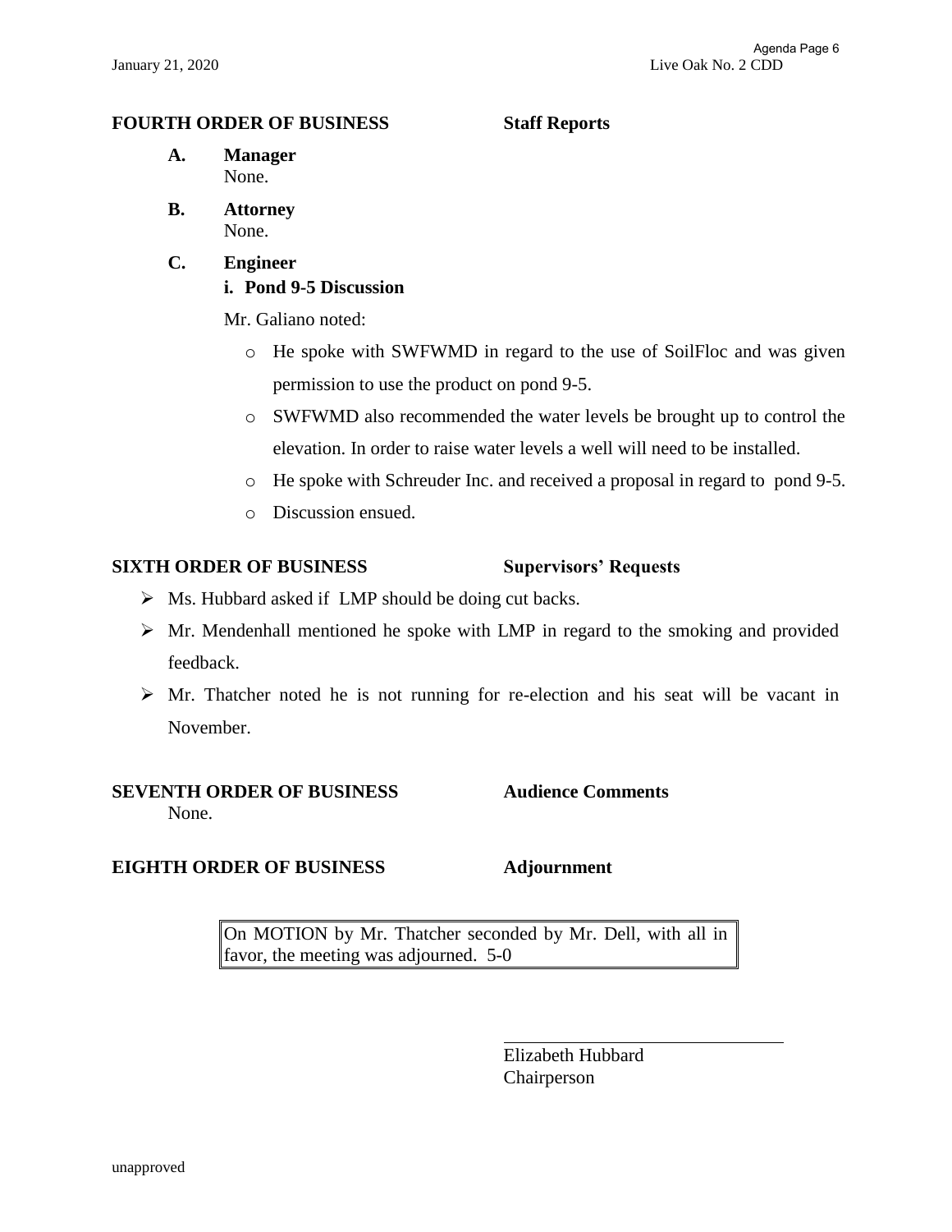**FOURTH ORDER OF BUSINESS** **Staff Reports**

**A. Manager**
None.

**B. Attorney**
None.

**C. Engineer**

**i. Pond 9-5 Discussion**

Mr. Galiano noted:

- He spoke with SWFWMD in regard to the use of SoilFloc and was given permission to use the product on pond 9-5.
- SWFWMD also recommended the water levels be brought up to control the elevation. In order to raise water levels a well will need to be installed.
- He spoke with Schreuder Inc. and received a proposal in regard to pond 9-5.
- Discussion ensued.

**SIXTH ORDER OF BUSINESS** **Supervisors' Requests**

- Ms. Hubbard asked if LMP should be doing cut backs.
- Mr. Mendenhall mentioned he spoke with LMP in regard to the smoking and provided feedback.
- Mr. Thatcher noted he is not running for re-election and his seat will be vacant in November.

**SEVENTH ORDER OF BUSINESS** **Audience Comments**

None.

**EIGHTH ORDER OF BUSINESS** **Adjournment**

On MOTION by Mr. Thatcher seconded by Mr. Dell, with all in favor, the meeting was adjourned. 5-0

\_\_\_\_\_\_\_\_\_\_\_\_\_\_\_\_\_\_\_\_\_\_\_\_\_\_\_\_\_\_

Elizabeth Hubbard
Chairperson

unapproved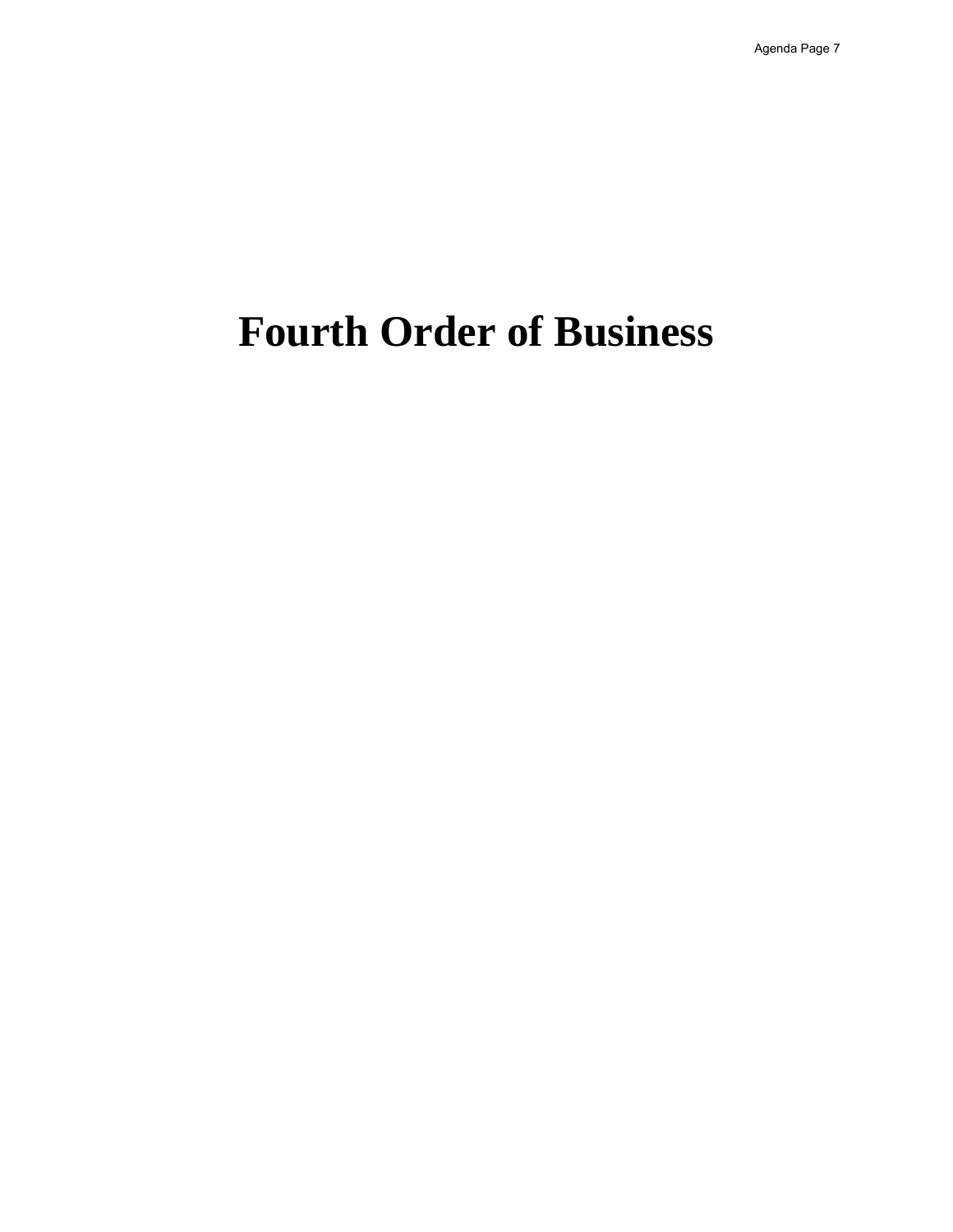# Fourth Order of Business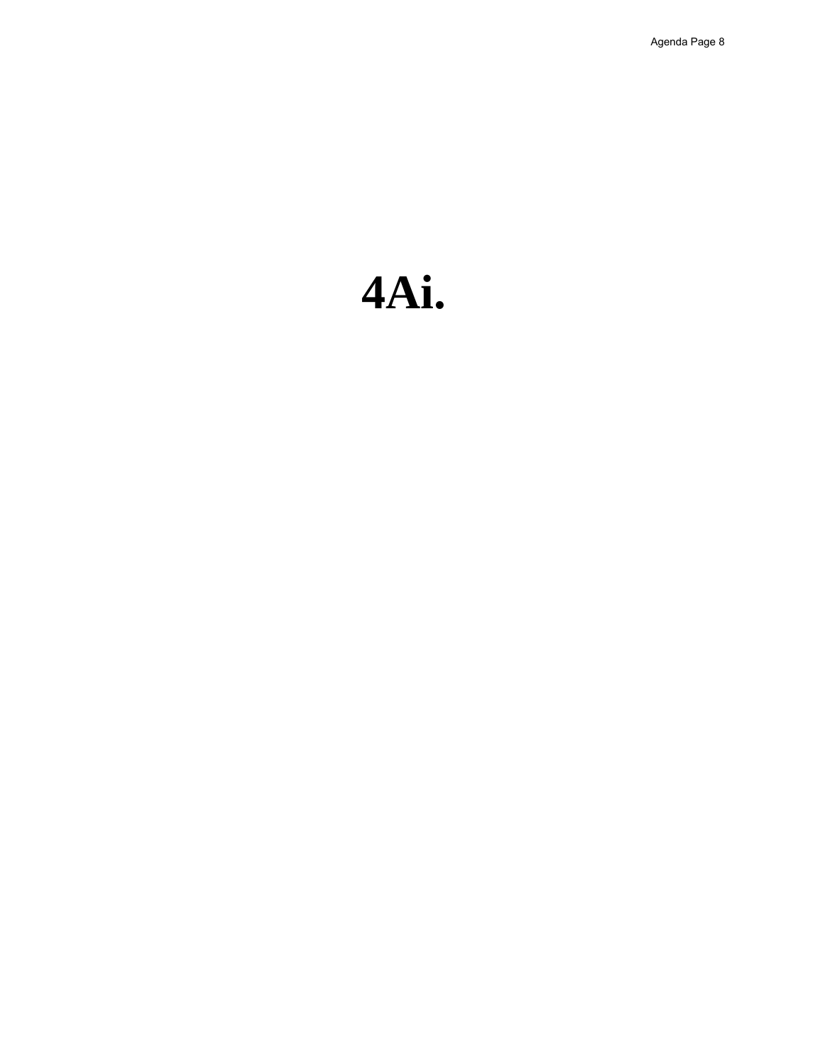# 4Ai.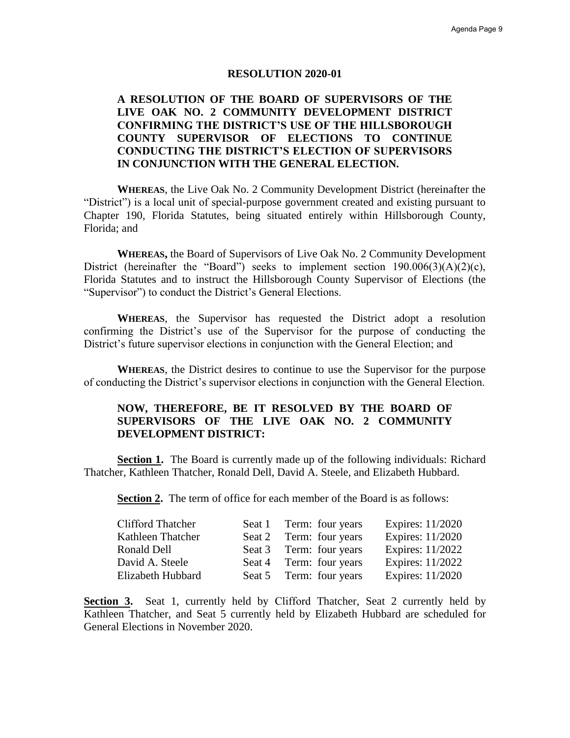# RESOLUTION 2020-01

## A RESOLUTION OF THE BOARD OF SUPERVISORS OF THE LIVE OAK NO. 2 COMMUNITY DEVELOPMENT DISTRICT CONFIRMING THE DISTRICT'S USE OF THE HILLSBOROUGH COUNTY SUPERVISOR OF ELECTIONS TO CONTINUE CONDUCTING THE DISTRICT'S ELECTION OF SUPERVISORS IN CONJUNCTION WITH THE GENERAL ELECTION.

**WHEREAS**, the Live Oak No. 2 Community Development District (hereinafter the "District") is a local unit of special-purpose government created and existing pursuant to Chapter 190, Florida Statutes, being situated entirely within Hillsborough County, Florida; and

**WHEREAS,** the Board of Supervisors of Live Oak No. 2 Community Development District (hereinafter the "Board") seeks to implement section 190.006(3)(A)(2)(c), Florida Statutes and to instruct the Hillsborough County Supervisor of Elections (the "Supervisor") to conduct the District's General Elections.

**WHEREAS**, the Supervisor has requested the District adopt a resolution confirming the District's use of the Supervisor for the purpose of conducting the District's future supervisor elections in conjunction with the General Election; and

**WHEREAS**, the District desires to continue to use the Supervisor for the purpose of conducting the District's supervisor elections in conjunction with the General Election.

**NOW, THEREFORE, BE IT RESOLVED BY THE BOARD OF SUPERVISORS OF THE LIVE OAK NO. 2 COMMUNITY DEVELOPMENT DISTRICT:**

**Section 1.** The Board is currently made up of the following individuals: Richard Thatcher, Kathleen Thatcher, Ronald Dell, David A. Steele, and Elizabeth Hubbard.

**Section 2.** The term of office for each member of the Board is as follows:

| | | | |
|---|---|---|---|
| Clifford Thatcher | Seat 1 | Term: four years | Expires: 11/2020 |
| Kathleen Thatcher | Seat 2 | Term: four years | Expires: 11/2020 |
| Ronald Dell | Seat 3 | Term: four years | Expires: 11/2022 |
| David A. Steele | Seat 4 | Term: four years | Expires: 11/2022 |
| Elizabeth Hubbard | Seat 5 | Term: four years | Expires: 11/2020 |

**Section 3.** Seat 1, currently held by Clifford Thatcher, Seat 2 currently held by Kathleen Thatcher, and Seat 5 currently held by Elizabeth Hubbard are scheduled for General Elections in November 2020.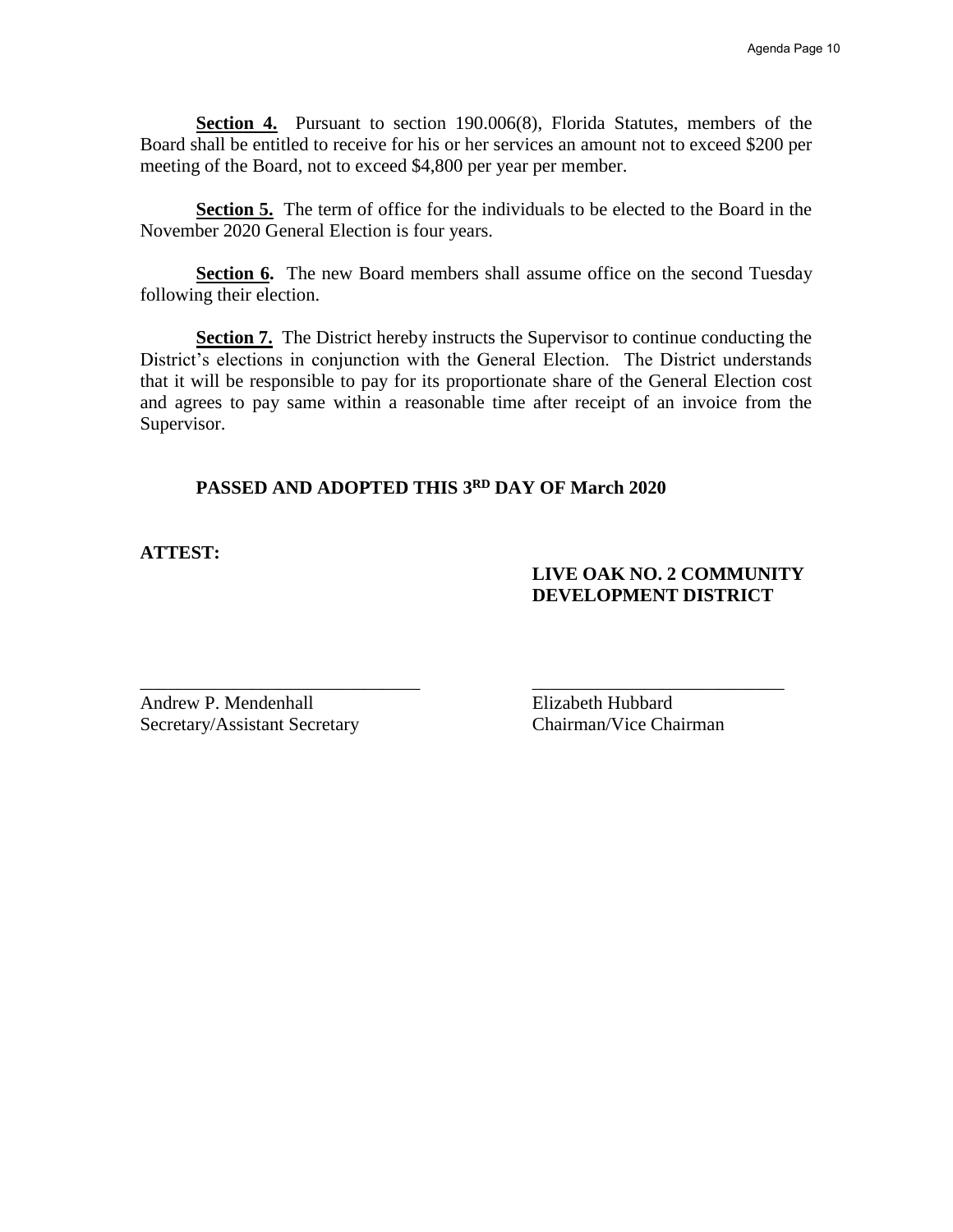**Section 4.** Pursuant to section 190.006(8), Florida Statutes, members of the Board shall be entitled to receive for his or her services an amount not to exceed $200 per meeting of the Board, not to exceed $4,800 per year per member.

**Section 5.** The term of office for the individuals to be elected to the Board in the November 2020 General Election is four years.

**Section 6.** The new Board members shall assume office on the second Tuesday following their election.

**Section 7.** The District hereby instructs the Supervisor to continue conducting the District's elections in conjunction with the General Election. The District understands that it will be responsible to pay for its proportionate share of the General Election cost and agrees to pay same within a reasonable time after receipt of an invoice from the Supervisor.

**PASSED AND ADOPTED THIS 3RD DAY OF March 2020**

**ATTEST:**

**LIVE OAK NO. 2 COMMUNITY DEVELOPMENT DISTRICT**

\_\_\_\_\_\_\_\_\_\_\_\_\_\_\_\_\_\_\_\_\_\_\_\_\_\_\_\_\_\_
Andrew P. Mendenhall
Secretary/Assistant Secretary

\_\_\_\_\_\_\_\_\_\_\_\_\_\_\_\_\_\_\_\_\_\_\_\_\_\_\_\_\_\_
Elizabeth Hubbard
Chairman/Vice Chairman